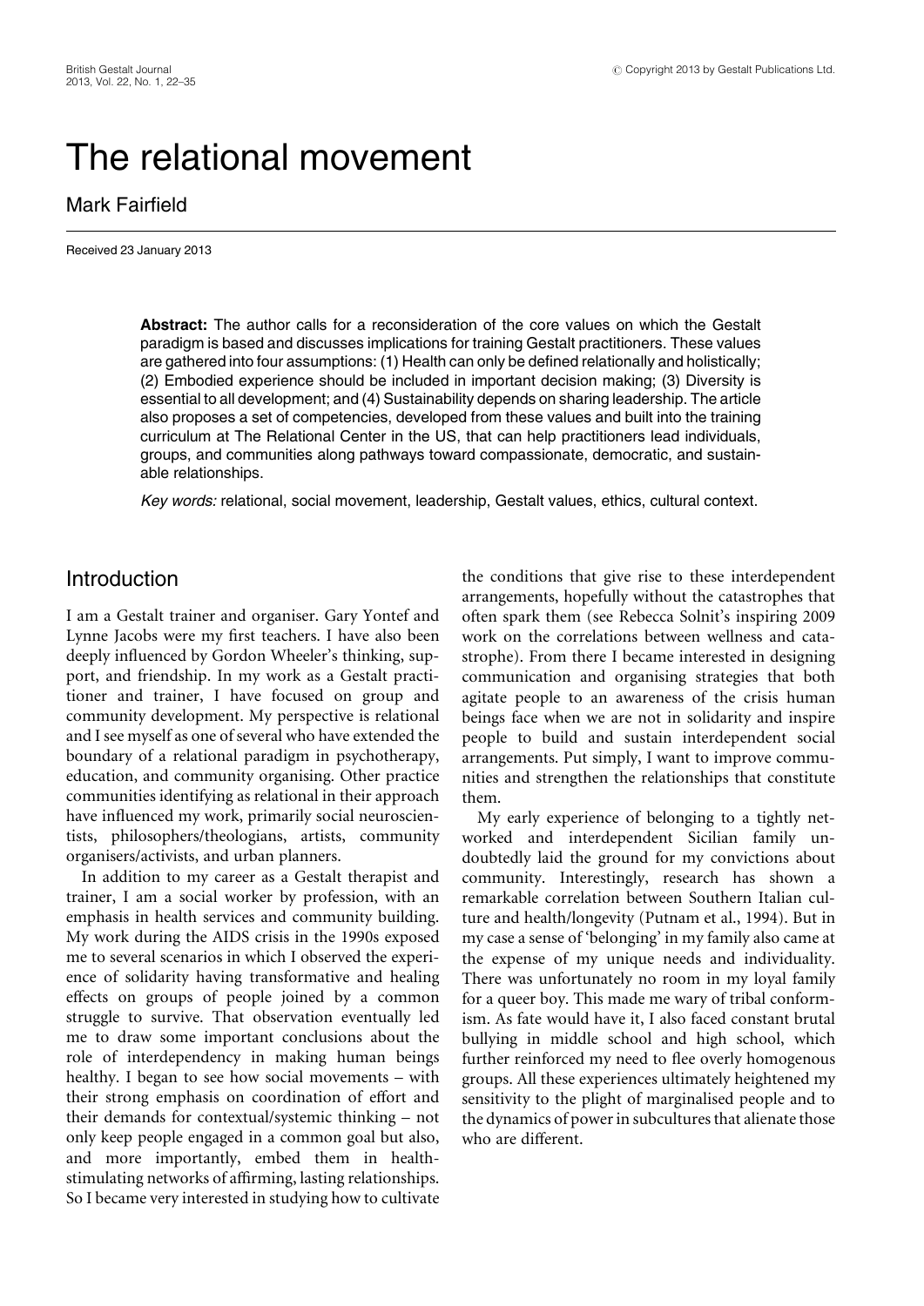# The relational movement

Mark Fairfield

Received 23 January 2013

**Abstract:** The author calls for a reconsideration of the core values on which the Gestalt paradigm is based and discusses implications for training Gestalt practitioners. These values are gathered into four assumptions: (1) Health can only be defined relationally and holistically; (2) Embodied experience should be included in important decision making; (3) Diversity is essential to all development; and (4) Sustainability depends on sharing leadership. The article also proposes a set of competencies, developed from these values and built into the training curriculum at The Relational Center in the US, that can help practitioners lead individuals, groups, and communities along pathways toward compassionate, democratic, and sustainable relationships.

*Key words:* relational, social movement, leadership, Gestalt values, ethics, cultural context.

## Introduction

I am a Gestalt trainer and organiser. Gary Yontef and Lynne Jacobs were my first teachers. I have also been deeply influenced by Gordon Wheeler's thinking, support, and friendship. In my work as a Gestalt practitioner and trainer, I have focused on group and community development. My perspective is relational and I see myself as one of several who have extended the boundary of a relational paradigm in psychotherapy, education, and community organising. Other practice communities identifying as relational in their approach have influenced my work, primarily social neuroscientists, philosophers/theologians, artists, community organisers/activists, and urban planners.

In addition to my career as a Gestalt therapist and trainer, I am a social worker by profession, with an emphasis in health services and community building. My work during the AIDS crisis in the 1990s exposed me to several scenarios in which I observed the experience of solidarity having transformative and healing effects on groups of people joined by a common struggle to survive. That observation eventually led me to draw some important conclusions about the role of interdependency in making human beings healthy. I began to see how social movements – with their strong emphasis on coordination of effort and their demands for contextual/systemic thinking – not only keep people engaged in a common goal but also, and more importantly, embed them in health-stimulating networks of affirming, lasting relationships. So I became very interested in studying how to cultivate the conditions that give rise to these interdependent arrangements, hopefully without the catastrophes that often spark them (see Rebecca Solnit's inspiring 2009 work on the correlations between wellness and catastrophe). From there I became interested in designing communication and organising strategies that both agitate people to an awareness of the crisis human beings face when we are not in solidarity and inspire people to build and sustain interdependent social arrangements. Put simply, I want to improve communities and strengthen the relationships that constitute them.

My early experience of belonging to a tightly networked and interdependent Sicilian family undoubtedly laid the ground for my convictions about community. Interestingly, research has shown a remarkable correlation between Southern Italian culture and health/longevity (Putnam et al., 1994). But in my case a sense of 'belonging' in my family also came at the expense of my unique needs and individuality. There was unfortunately no room in my loyal family for a queer boy. This made me wary of tribal conformism. As fate would have it, I also faced constant brutal bullying in middle school and high school, which further reinforced my need to flee overly homogenous groups. All these experiences ultimately heightened my sensitivity to the plight of marginalised people and to the dynamics of power in subcultures that alienate those who are different.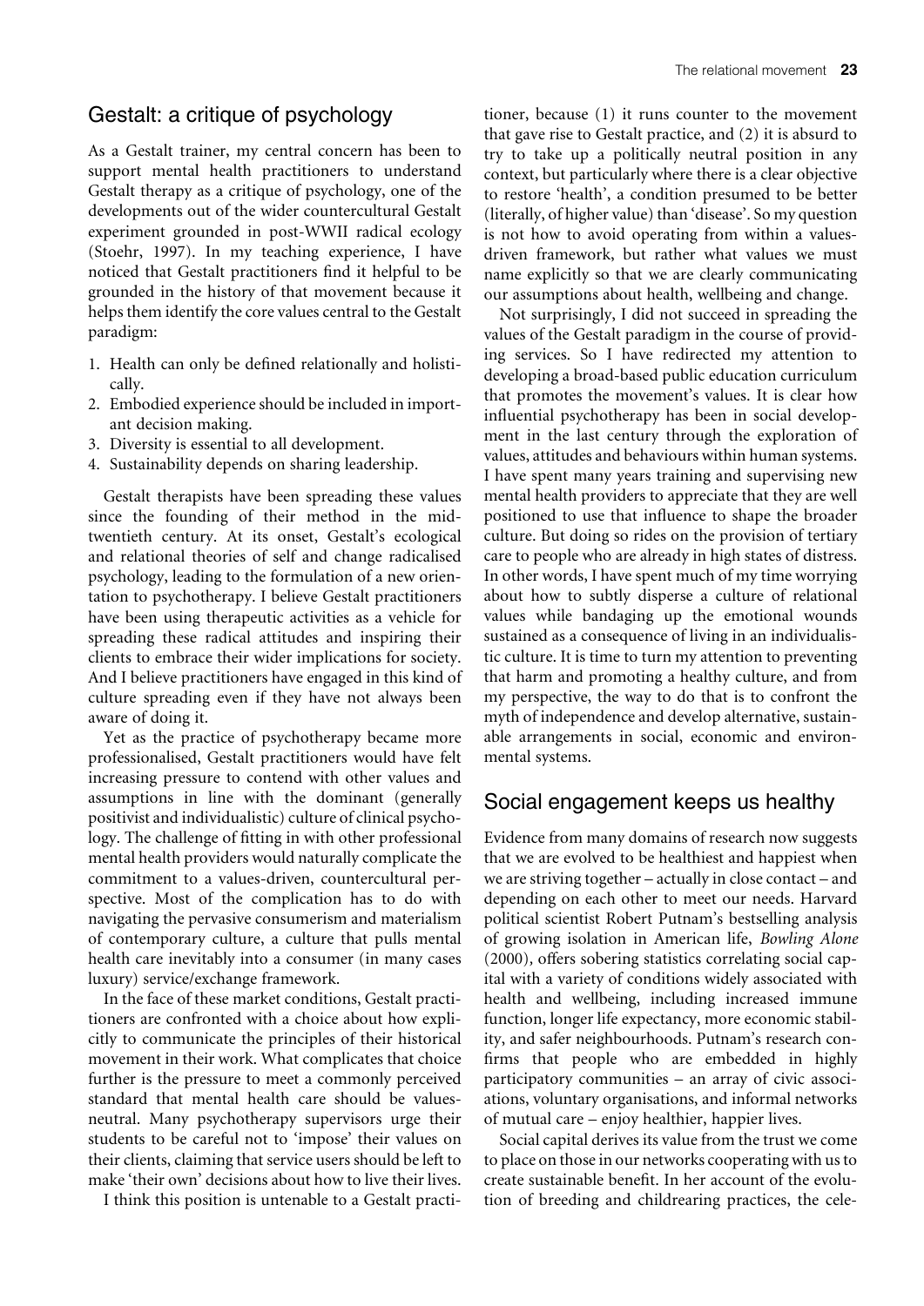## Gestalt: a critique of psychology

As a Gestalt trainer, my central concern has been to support mental health practitioners to understand Gestalt therapy as a critique of psychology, one of the developments out of the wider countercultural Gestalt experiment grounded in post-WWII radical ecology (Stoehr, 1997). In my teaching experience, I have noticed that Gestalt practitioners find it helpful to be grounded in the history of that movement because it helps them identify the core values central to the Gestalt paradigm:

1. Health can only be defined relationally and holistically.
2. Embodied experience should be included in important decision making.
3. Diversity is essential to all development.
4. Sustainability depends on sharing leadership.

Gestalt therapists have been spreading these values since the founding of their method in the mid-twentieth century. At its onset, Gestalt's ecological and relational theories of self and change radicalised psychology, leading to the formulation of a new orientation to psychotherapy. I believe Gestalt practitioners have been using therapeutic activities as a vehicle for spreading these radical attitudes and inspiring their clients to embrace their wider implications for society. And I believe practitioners have engaged in this kind of culture spreading even if they have not always been aware of doing it.

Yet as the practice of psychotherapy became more professionalised, Gestalt practitioners would have felt increasing pressure to contend with other values and assumptions in line with the dominant (generally positivist and individualistic) culture of clinical psychology. The challenge of fitting in with other professional mental health providers would naturally complicate the commitment to a values-driven, countercultural perspective. Most of the complication has to do with navigating the pervasive consumerism and materialism of contemporary culture, a culture that pulls mental health care inevitably into a consumer (in many cases luxury) service/exchange framework.

In the face of these market conditions, Gestalt practitioners are confronted with a choice about how explicitly to communicate the principles of their historical movement in their work. What complicates that choice further is the pressure to meet a commonly perceived standard that mental health care should be values-neutral. Many psychotherapy supervisors urge their students to be careful not to 'impose' their values on their clients, claiming that service users should be left to make 'their own' decisions about how to live their lives.

I think this position is untenable to a Gestalt practitioner, because (1) it runs counter to the movement that gave rise to Gestalt practice, and (2) it is absurd to try to take up a politically neutral position in any context, but particularly where there is a clear objective to restore 'health', a condition presumed to be better (literally, of higher value) than 'disease'. So my question is not how to avoid operating from within a values-driven framework, but rather what values we must name explicitly so that we are clearly communicating our assumptions about health, wellbeing and change.

Not surprisingly, I did not succeed in spreading the values of the Gestalt paradigm in the course of providing services. So I have redirected my attention to developing a broad-based public education curriculum that promotes the movement's values. It is clear how influential psychotherapy has been in social development in the last century through the exploration of values, attitudes and behaviours within human systems. I have spent many years training and supervising new mental health providers to appreciate that they are well positioned to use that influence to shape the broader culture. But doing so rides on the provision of tertiary care to people who are already in high states of distress. In other words, I have spent much of my time worrying about how to subtly disperse a culture of relational values while bandaging up the emotional wounds sustained as a consequence of living in an individualistic culture. It is time to turn my attention to preventing that harm and promoting a healthy culture, and from my perspective, the way to do that is to confront the myth of independence and develop alternative, sustainable arrangements in social, economic and environmental systems.

## Social engagement keeps us healthy

Evidence from many domains of research now suggests that we are evolved to be healthiest and happiest when we are striving together – actually in close contact – and depending on each other to meet our needs. Harvard political scientist Robert Putnam's bestselling analysis of growing isolation in American life, *Bowling Alone* (2000), offers sobering statistics correlating social capital with a variety of conditions widely associated with health and wellbeing, including increased immune function, longer life expectancy, more economic stability, and safer neighbourhoods. Putnam's research confirms that people who are embedded in highly participatory communities – an array of civic associations, voluntary organisations, and informal networks of mutual care – enjoy healthier, happier lives.

Social capital derives its value from the trust we come to place on those in our networks cooperating with us to create sustainable benefit. In her account of the evolution of breeding and childrearing practices, the cele-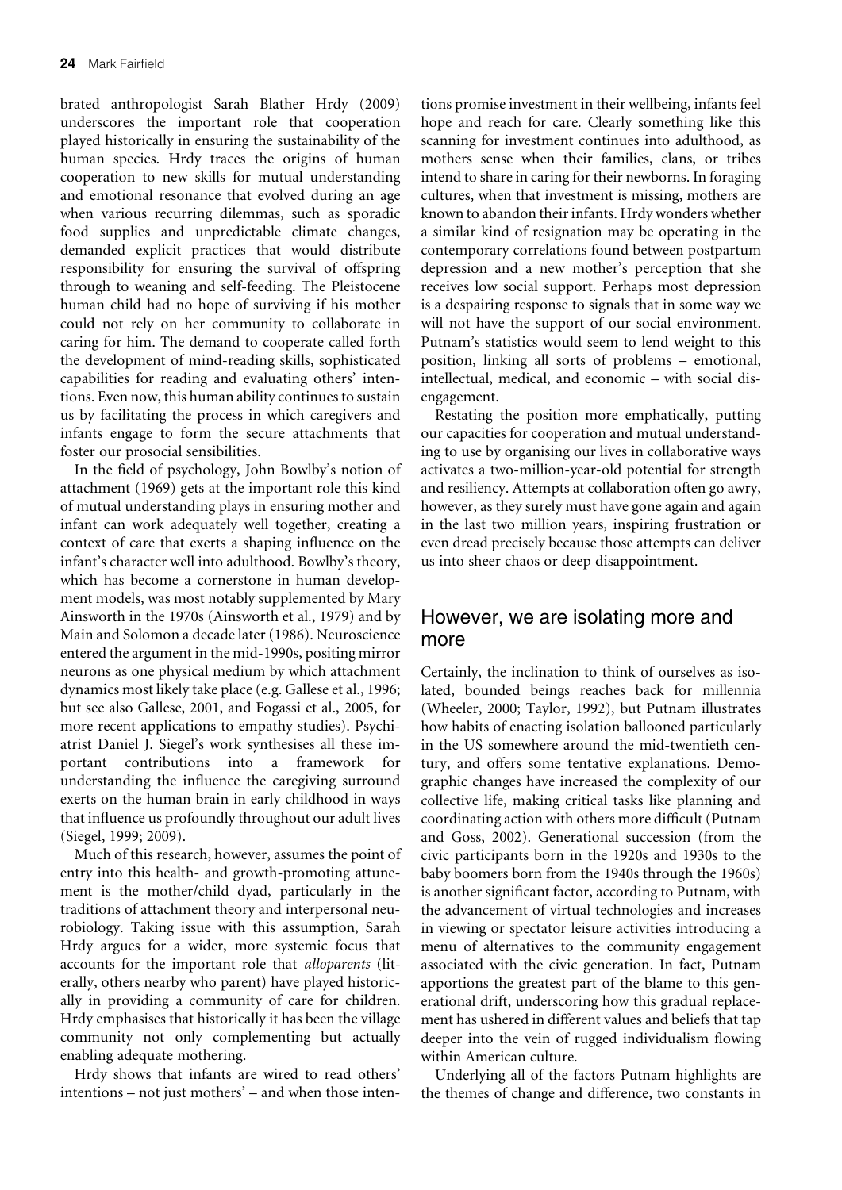brated anthropologist Sarah Blather Hrdy (2009) underscores the important role that cooperation played historically in ensuring the sustainability of the human species. Hrdy traces the origins of human cooperation to new skills for mutual understanding and emotional resonance that evolved during an age when various recurring dilemmas, such as sporadic food supplies and unpredictable climate changes, demanded explicit practices that would distribute responsibility for ensuring the survival of offspring through to weaning and self-feeding. The Pleistocene human child had no hope of surviving if his mother could not rely on her community to collaborate in caring for him. The demand to cooperate called forth the development of mind-reading skills, sophisticated capabilities for reading and evaluating others' intentions. Even now, this human ability continues to sustain us by facilitating the process in which caregivers and infants engage to form the secure attachments that foster our prosocial sensibilities.

In the field of psychology, John Bowlby's notion of attachment (1969) gets at the important role this kind of mutual understanding plays in ensuring mother and infant can work adequately well together, creating a context of care that exerts a shaping influence on the infant's character well into adulthood. Bowlby's theory, which has become a cornerstone in human development models, was most notably supplemented by Mary Ainsworth in the 1970s (Ainsworth et al., 1979) and by Main and Solomon a decade later (1986). Neuroscience entered the argument in the mid-1990s, positing mirror neurons as one physical medium by which attachment dynamics most likely take place (e.g. Gallese et al., 1996; but see also Gallese, 2001, and Fogassi et al., 2005, for more recent applications to empathy studies). Psychiatrist Daniel J. Siegel's work synthesises all these important contributions into a framework for understanding the influence the caregiving surround exerts on the human brain in early childhood in ways that influence us profoundly throughout our adult lives (Siegel, 1999; 2009).

Much of this research, however, assumes the point of entry into this health- and growth-promoting attunement is the mother/child dyad, particularly in the traditions of attachment theory and interpersonal neurobiology. Taking issue with this assumption, Sarah Hrdy argues for a wider, more systemic focus that accounts for the important role that *alloparents* (literally, others nearby who parent) have played historically in providing a community of care for children. Hrdy emphasises that historically it has been the village community not only complementing but actually enabling adequate mothering.

Hrdy shows that infants are wired to read others' intentions – not just mothers' – and when those intentions promise investment in their wellbeing, infants feel hope and reach for care. Clearly something like this scanning for investment continues into adulthood, as mothers sense when their families, clans, or tribes intend to share in caring for their newborns. In foraging cultures, when that investment is missing, mothers are known to abandon their infants. Hrdy wonders whether a similar kind of resignation may be operating in the contemporary correlations found between postpartum depression and a new mother's perception that she receives low social support. Perhaps most depression is a despairing response to signals that in some way we will not have the support of our social environment. Putnam's statistics would seem to lend weight to this position, linking all sorts of problems – emotional, intellectual, medical, and economic – with social disengagement.

Restating the position more emphatically, putting our capacities for cooperation and mutual understanding to use by organising our lives in collaborative ways activates a two-million-year-old potential for strength and resiliency. Attempts at collaboration often go awry, however, as they surely must have gone again and again in the last two million years, inspiring frustration or even dread precisely because those attempts can deliver us into sheer chaos or deep disappointment.

## However, we are isolating more and more

Certainly, the inclination to think of ourselves as isolated, bounded beings reaches back for millennia (Wheeler, 2000; Taylor, 1992), but Putnam illustrates how habits of enacting isolation ballooned particularly in the US somewhere around the mid-twentieth century, and offers some tentative explanations. Demographic changes have increased the complexity of our collective life, making critical tasks like planning and coordinating action with others more difficult (Putnam and Goss, 2002). Generational succession (from the civic participants born in the 1920s and 1930s to the baby boomers born from the 1940s through the 1960s) is another significant factor, according to Putnam, with the advancement of virtual technologies and increases in viewing or spectator leisure activities introducing a menu of alternatives to the community engagement associated with the civic generation. In fact, Putnam apportions the greatest part of the blame to this generational drift, underscoring how this gradual replacement has ushered in different values and beliefs that tap deeper into the vein of rugged individualism flowing within American culture.

Underlying all of the factors Putnam highlights are the themes of change and difference, two constants in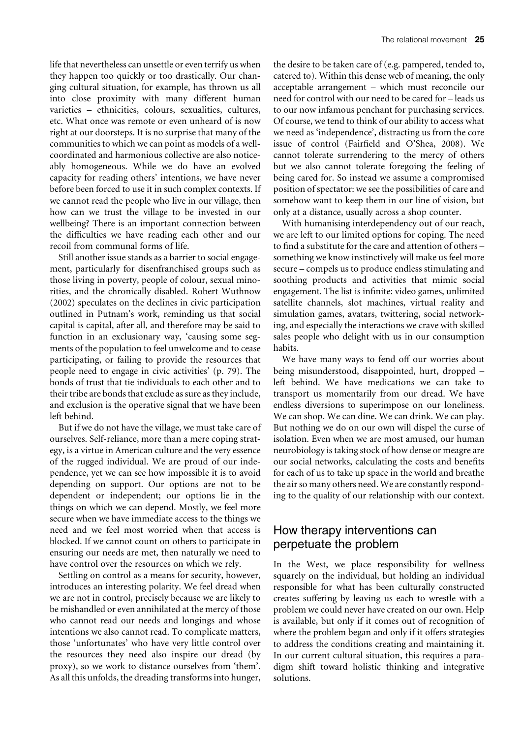life that nevertheless can unsettle or even terrify us when they happen too quickly or too drastically. Our changing cultural situation, for example, has thrown us all into close proximity with many different human varieties – ethnicities, colours, sexualities, cultures, etc. What once was remote or even unheard of is now right at our doorsteps. It is no surprise that many of the communities to which we can point as models of a well-coordinated and harmonious collective are also noticeably homogeneous. While we do have an evolved capacity for reading others' intentions, we have never before been forced to use it in such complex contexts. If we cannot read the people who live in our village, then how can we trust the village to be invested in our wellbeing? There is an important connection between the difficulties we have reading each other and our recoil from communal forms of life.

Still another issue stands as a barrier to social engagement, particularly for disenfranchised groups such as those living in poverty, people of colour, sexual minorities, and the chronically disabled. Robert Wuthnow (2002) speculates on the declines in civic participation outlined in Putnam's work, reminding us that social capital is capital, after all, and therefore may be said to function in an exclusionary way, 'causing some segments of the population to feel unwelcome and to cease participating, or failing to provide the resources that people need to engage in civic activities' (p. 79). The bonds of trust that tie individuals to each other and to their tribe are bonds that exclude as sure as they include, and exclusion is the operative signal that we have been left behind.

But if we do not have the village, we must take care of ourselves. Self-reliance, more than a mere coping strategy, is a virtue in American culture and the very essence of the rugged individual. We are proud of our independence, yet we can see how impossible it is to avoid depending on support. Our options are not to be dependent or independent; our options lie in the things on which we can depend. Mostly, we feel more secure when we have immediate access to the things we need and we feel most worried when that access is blocked. If we cannot count on others to participate in ensuring our needs are met, then naturally we need to have control over the resources on which we rely.

Settling on control as a means for security, however, introduces an interesting polarity. We feel dread when we are not in control, precisely because we are likely to be mishandled or even annihilated at the mercy of those who cannot read our needs and longings and whose intentions we also cannot read. To complicate matters, those 'unfortunates' who have very little control over the resources they need also inspire our dread (by proxy), so we work to distance ourselves from 'them'. As all this unfolds, the dreading transforms into hunger, the desire to be taken care of (e.g. pampered, tended to, catered to). Within this dense web of meaning, the only acceptable arrangement – which must reconcile our need for control with our need to be cared for – leads us to our now infamous penchant for purchasing services. Of course, we tend to think of our ability to access what we need as 'independence', distracting us from the core issue of control (Fairfield and O'Shea, 2008). We cannot tolerate surrendering to the mercy of others but we also cannot tolerate foregoing the feeling of being cared for. So instead we assume a compromised position of spectator: we see the possibilities of care and somehow want to keep them in our line of vision, but only at a distance, usually across a shop counter.

With humanising interdependency out of our reach, we are left to our limited options for coping. The need to find a substitute for the care and attention of others – something we know instinctively will make us feel more secure – compels us to produce endless stimulating and soothing products and activities that mimic social engagement. The list is infinite: video games, unlimited satellite channels, slot machines, virtual reality and simulation games, avatars, twittering, social networking, and especially the interactions we crave with skilled sales people who delight with us in our consumption habits.

We have many ways to fend off our worries about being misunderstood, disappointed, hurt, dropped – left behind. We have medications we can take to transport us momentarily from our dread. We have endless diversions to superimpose on our loneliness. We can shop. We can dine. We can drink. We can play. But nothing we do on our own will dispel the curse of isolation. Even when we are most amused, our human neurobiology is taking stock of how dense or meagre are our social networks, calculating the costs and benefits for each of us to take up space in the world and breathe the air so many others need. We are constantly responding to the quality of our relationship with our context.

## How therapy interventions can perpetuate the problem

In the West, we place responsibility for wellness squarely on the individual, but holding an individual responsible for what has been culturally constructed creates suffering by leaving us each to wrestle with a problem we could never have created on our own. Help is available, but only if it comes out of recognition of where the problem began and only if it offers strategies to address the conditions creating and maintaining it. In our current cultural situation, this requires a paradigm shift toward holistic thinking and integrative solutions.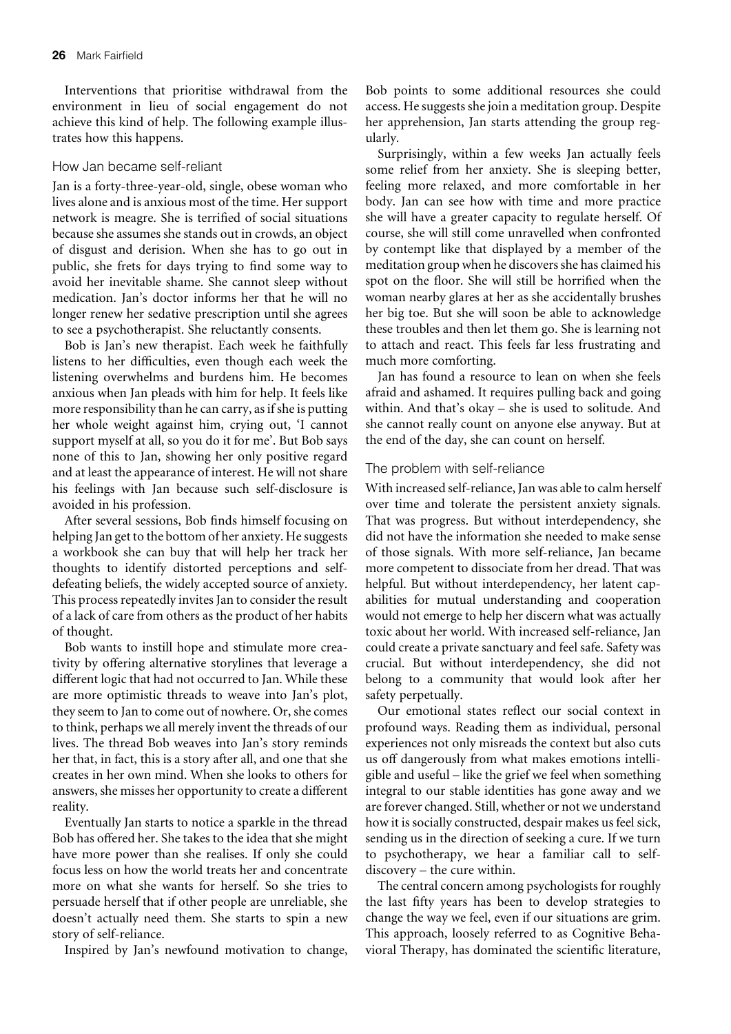Interventions that prioritise withdrawal from the environment in lieu of social engagement do not achieve this kind of help. The following example illustrates how this happens.

### How Jan became self-reliant

Jan is a forty-three-year-old, single, obese woman who lives alone and is anxious most of the time. Her support network is meagre. She is terrified of social situations because she assumes she stands out in crowds, an object of disgust and derision. When she has to go out in public, she frets for days trying to find some way to avoid her inevitable shame. She cannot sleep without medication. Jan's doctor informs her that he will no longer renew her sedative prescription until she agrees to see a psychotherapist. She reluctantly consents.

Bob is Jan's new therapist. Each week he faithfully listens to her difficulties, even though each week the listening overwhelms and burdens him. He becomes anxious when Jan pleads with him for help. It feels like more responsibility than he can carry, as if she is putting her whole weight against him, crying out, 'I cannot support myself at all, so you do it for me'. But Bob says none of this to Jan, showing her only positive regard and at least the appearance of interest. He will not share his feelings with Jan because such self-disclosure is avoided in his profession.

After several sessions, Bob finds himself focusing on helping Jan get to the bottom of her anxiety. He suggests a workbook she can buy that will help her track her thoughts to identify distorted perceptions and self-defeating beliefs, the widely accepted source of anxiety. This process repeatedly invites Jan to consider the result of a lack of care from others as the product of her habits of thought.

Bob wants to instill hope and stimulate more creativity by offering alternative storylines that leverage a different logic that had not occurred to Jan. While these are more optimistic threads to weave into Jan's plot, they seem to Jan to come out of nowhere. Or, she comes to think, perhaps we all merely invent the threads of our lives. The thread Bob weaves into Jan's story reminds her that, in fact, this is a story after all, and one that she creates in her own mind. When she looks to others for answers, she misses her opportunity to create a different reality.

Eventually Jan starts to notice a sparkle in the thread Bob has offered her. She takes to the idea that she might have more power than she realises. If only she could focus less on how the world treats her and concentrate more on what she wants for herself. So she tries to persuade herself that if other people are unreliable, she doesn't actually need them. She starts to spin a new story of self-reliance.

Inspired by Jan's newfound motivation to change, Bob points to some additional resources she could access. He suggests she join a meditation group. Despite her apprehension, Jan starts attending the group regularly.

Surprisingly, within a few weeks Jan actually feels some relief from her anxiety. She is sleeping better, feeling more relaxed, and more comfortable in her body. Jan can see how with time and more practice she will have a greater capacity to regulate herself. Of course, she will still come unravelled when confronted by contempt like that displayed by a member of the meditation group when he discovers she has claimed his spot on the floor. She will still be horrified when the woman nearby glares at her as she accidentally brushes her big toe. But she will soon be able to acknowledge these troubles and then let them go. She is learning not to attach and react. This feels far less frustrating and much more comforting.

Jan has found a resource to lean on when she feels afraid and ashamed. It requires pulling back and going within. And that's okay – she is used to solitude. And she cannot really count on anyone else anyway. But at the end of the day, she can count on herself.

### The problem with self-reliance

With increased self-reliance, Jan was able to calm herself over time and tolerate the persistent anxiety signals. That was progress. But without interdependency, she did not have the information she needed to make sense of those signals. With more self-reliance, Jan became more competent to dissociate from her dread. That was helpful. But without interdependency, her latent capabilities for mutual understanding and cooperation would not emerge to help her discern what was actually toxic about her world. With increased self-reliance, Jan could create a private sanctuary and feel safe. Safety was crucial. But without interdependency, she did not belong to a community that would look after her safety perpetually.

Our emotional states reflect our social context in profound ways. Reading them as individual, personal experiences not only misreads the context but also cuts us off dangerously from what makes emotions intelligible and useful – like the grief we feel when something integral to our stable identities has gone away and we are forever changed. Still, whether or not we understand how it is socially constructed, despair makes us feel sick, sending us in the direction of seeking a cure. If we turn to psychotherapy, we hear a familiar call to self-discovery – the cure within.

The central concern among psychologists for roughly the last fifty years has been to develop strategies to change the way we feel, even if our situations are grim. This approach, loosely referred to as Cognitive Behavioral Therapy, has dominated the scientific literature,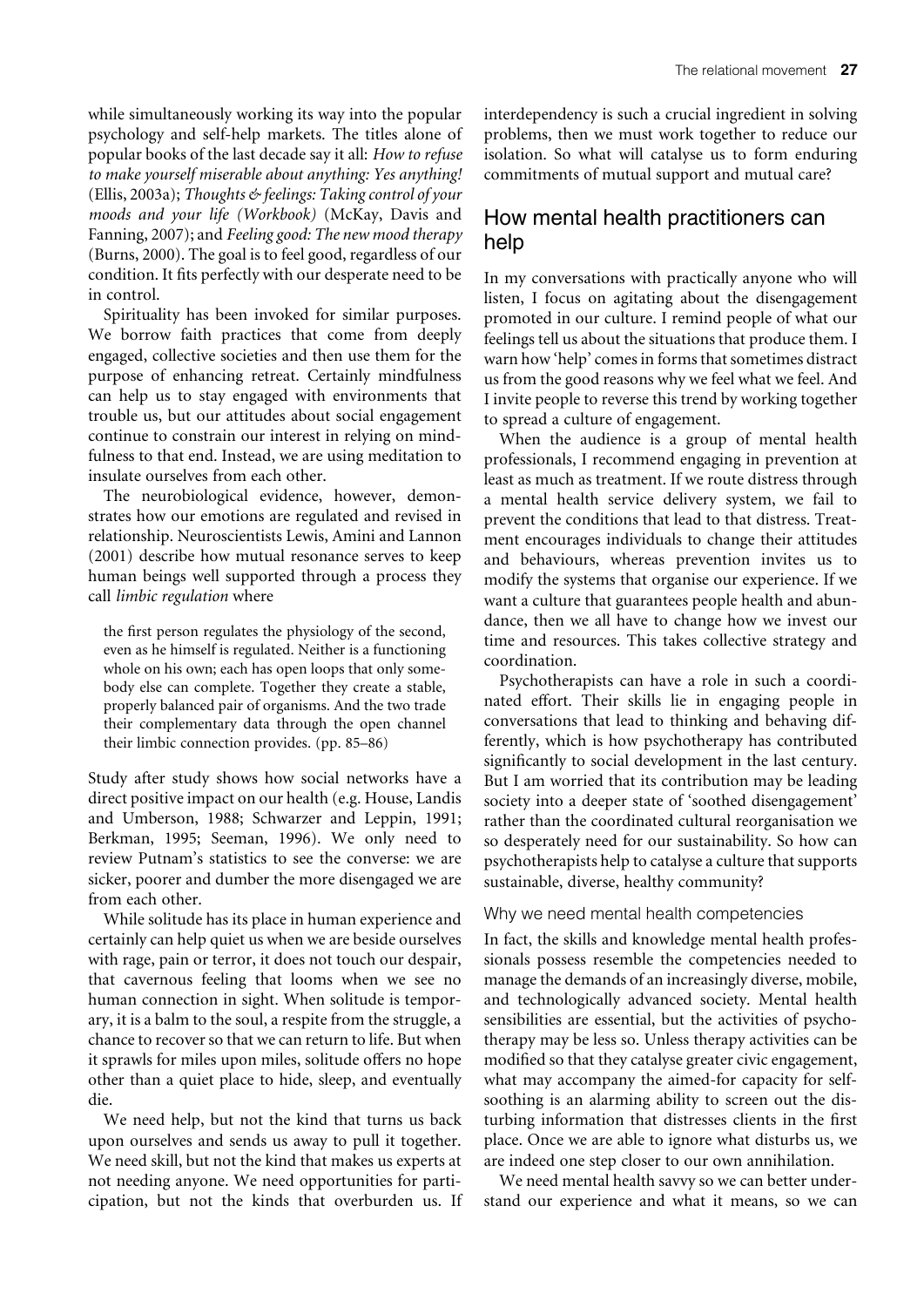while simultaneously working its way into the popular psychology and self-help markets. The titles alone of popular books of the last decade say it all: *How to refuse to make yourself miserable about anything: Yes anything!* (Ellis, 2003a); *Thoughts & feelings: Taking control of your moods and your life (Workbook)* (McKay, Davis and Fanning, 2007); and *Feeling good: The new mood therapy* (Burns, 2000). The goal is to feel good, regardless of our condition. It fits perfectly with our desperate need to be in control.

Spirituality has been invoked for similar purposes. We borrow faith practices that come from deeply engaged, collective societies and then use them for the purpose of enhancing retreat. Certainly mindfulness can help us to stay engaged with environments that trouble us, but our attitudes about social engagement continue to constrain our interest in relying on mindfulness to that end. Instead, we are using meditation to insulate ourselves from each other.

The neurobiological evidence, however, demonstrates how our emotions are regulated and revised in relationship. Neuroscientists Lewis, Amini and Lannon (2001) describe how mutual resonance serves to keep human beings well supported through a process they call *limbic regulation* where

> the first person regulates the physiology of the second, even as he himself is regulated. Neither is a functioning whole on his own; each has open loops that only somebody else can complete. Together they create a stable, properly balanced pair of organisms. And the two trade their complementary data through the open channel their limbic connection provides. (pp. 85–86)

Study after study shows how social networks have a direct positive impact on our health (e.g. House, Landis and Umberson, 1988; Schwarzer and Leppin, 1991; Berkman, 1995; Seeman, 1996). We only need to review Putnam's statistics to see the converse: we are sicker, poorer and dumber the more disengaged we are from each other.

While solitude has its place in human experience and certainly can help quiet us when we are beside ourselves with rage, pain or terror, it does not touch our despair, that cavernous feeling that looms when we see no human connection in sight. When solitude is temporary, it is a balm to the soul, a respite from the struggle, a chance to recover so that we can return to life. But when it sprawls for miles upon miles, solitude offers no hope other than a quiet place to hide, sleep, and eventually die.

We need help, but not the kind that turns us back upon ourselves and sends us away to pull it together. We need skill, but not the kind that makes us experts at not needing anyone. We need opportunities for participation, but not the kinds that overburden us. If interdependency is such a crucial ingredient in solving problems, then we must work together to reduce our isolation. So what will catalyse us to form enduring commitments of mutual support and mutual care?

## How mental health practitioners can help

In my conversations with practically anyone who will listen, I focus on agitating about the disengagement promoted in our culture. I remind people of what our feelings tell us about the situations that produce them. I warn how 'help' comes in forms that sometimes distract us from the good reasons why we feel what we feel. And I invite people to reverse this trend by working together to spread a culture of engagement.

When the audience is a group of mental health professionals, I recommend engaging in prevention at least as much as treatment. If we route distress through a mental health service delivery system, we fail to prevent the conditions that lead to that distress. Treatment encourages individuals to change their attitudes and behaviours, whereas prevention invites us to modify the systems that organise our experience. If we want a culture that guarantees people health and abundance, then we all have to change how we invest our time and resources. This takes collective strategy and coordination.

Psychotherapists can have a role in such a coordinated effort. Their skills lie in engaging people in conversations that lead to thinking and behaving differently, which is how psychotherapy has contributed significantly to social development in the last century. But I am worried that its contribution may be leading society into a deeper state of 'soothed disengagement' rather than the coordinated cultural reorganisation we so desperately need for our sustainability. So how can psychotherapists help to catalyse a culture that supports sustainable, diverse, healthy community?

### Why we need mental health competencies

In fact, the skills and knowledge mental health professionals possess resemble the competencies needed to manage the demands of an increasingly diverse, mobile, and technologically advanced society. Mental health sensibilities are essential, but the activities of psychotherapy may be less so. Unless therapy activities can be modified so that they catalyse greater civic engagement, what may accompany the aimed-for capacity for self-soothing is an alarming ability to screen out the disturbing information that distresses clients in the first place. Once we are able to ignore what disturbs us, we are indeed one step closer to our own annihilation.

We need mental health savvy so we can better understand our experience and what it means, so we can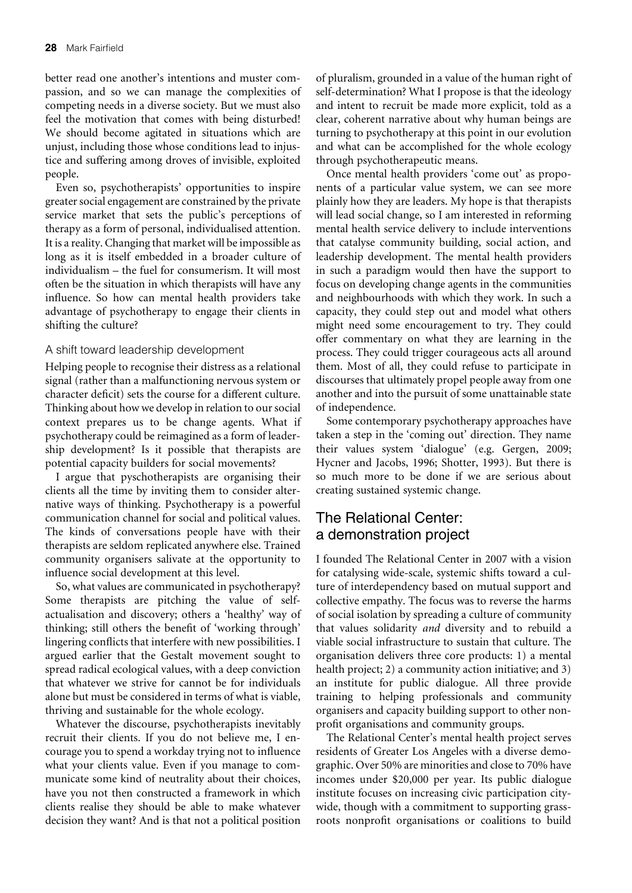better read one another's intentions and muster compassion, and so we can manage the complexities of competing needs in a diverse society. But we must also feel the motivation that comes with being disturbed! We should become agitated in situations which are unjust, including those whose conditions lead to injustice and suffering among droves of invisible, exploited people.

Even so, psychotherapists' opportunities to inspire greater social engagement are constrained by the private service market that sets the public's perceptions of therapy as a form of personal, individualised attention. It is a reality. Changing that market will be impossible as long as it is itself embedded in a broader culture of individualism – the fuel for consumerism. It will most often be the situation in which therapists will have any influence. So how can mental health providers take advantage of psychotherapy to engage their clients in shifting the culture?

### A shift toward leadership development

Helping people to recognise their distress as a relational signal (rather than a malfunctioning nervous system or character deficit) sets the course for a different culture. Thinking about how we develop in relation to our social context prepares us to be change agents. What if psychotherapy could be reimagined as a form of leadership development? Is it possible that therapists are potential capacity builders for social movements?

I argue that pyschotherapists are organising their clients all the time by inviting them to consider alternative ways of thinking. Psychotherapy is a powerful communication channel for social and political values. The kinds of conversations people have with their therapists are seldom replicated anywhere else. Trained community organisers salivate at the opportunity to influence social development at this level.

So, what values are communicated in psychotherapy? Some therapists are pitching the value of self-actualisation and discovery; others a 'healthy' way of thinking; still others the benefit of 'working through' lingering conflicts that interfere with new possibilities. I argued earlier that the Gestalt movement sought to spread radical ecological values, with a deep conviction that whatever we strive for cannot be for individuals alone but must be considered in terms of what is viable, thriving and sustainable for the whole ecology.

Whatever the discourse, psychotherapists inevitably recruit their clients. If you do not believe me, I encourage you to spend a workday trying not to influence what your clients value. Even if you manage to communicate some kind of neutrality about their choices, have you not then constructed a framework in which clients realise they should be able to make whatever decision they want? And is that not a political position of pluralism, grounded in a value of the human right of self-determination? What I propose is that the ideology and intent to recruit be made more explicit, told as a clear, coherent narrative about why human beings are turning to psychotherapy at this point in our evolution and what can be accomplished for the whole ecology through psychotherapeutic means.

Once mental health providers 'come out' as proponents of a particular value system, we can see more plainly how they are leaders. My hope is that therapists will lead social change, so I am interested in reforming mental health service delivery to include interventions that catalyse community building, social action, and leadership development. The mental health providers in such a paradigm would then have the support to focus on developing change agents in the communities and neighbourhoods with which they work. In such a capacity, they could step out and model what others might need some encouragement to try. They could offer commentary on what they are learning in the process. They could trigger courageous acts all around them. Most of all, they could refuse to participate in discourses that ultimately propel people away from one another and into the pursuit of some unattainable state of independence.

Some contemporary psychotherapy approaches have taken a step in the 'coming out' direction. They name their values system 'dialogue' (e.g. Gergen, 2009; Hycner and Jacobs, 1996; Shotter, 1993). But there is so much more to be done if we are serious about creating sustained systemic change.

## The Relational Center: a demonstration project

I founded The Relational Center in 2007 with a vision for catalysing wide-scale, systemic shifts toward a culture of interdependency based on mutual support and collective empathy. The focus was to reverse the harms of social isolation by spreading a culture of community that values solidarity *and* diversity and to rebuild a viable social infrastructure to sustain that culture. The organisation delivers three core products: 1) a mental health project; 2) a community action initiative; and 3) an institute for public dialogue. All three provide training to helping professionals and community organisers and capacity building support to other nonprofit organisations and community groups.

The Relational Center's mental health project serves residents of Greater Los Angeles with a diverse demographic. Over 50% are minorities and close to 70% have incomes under $20,000 per year. Its public dialogue institute focuses on increasing civic participation citywide, though with a commitment to supporting grassroots nonprofit organisations or coalitions to build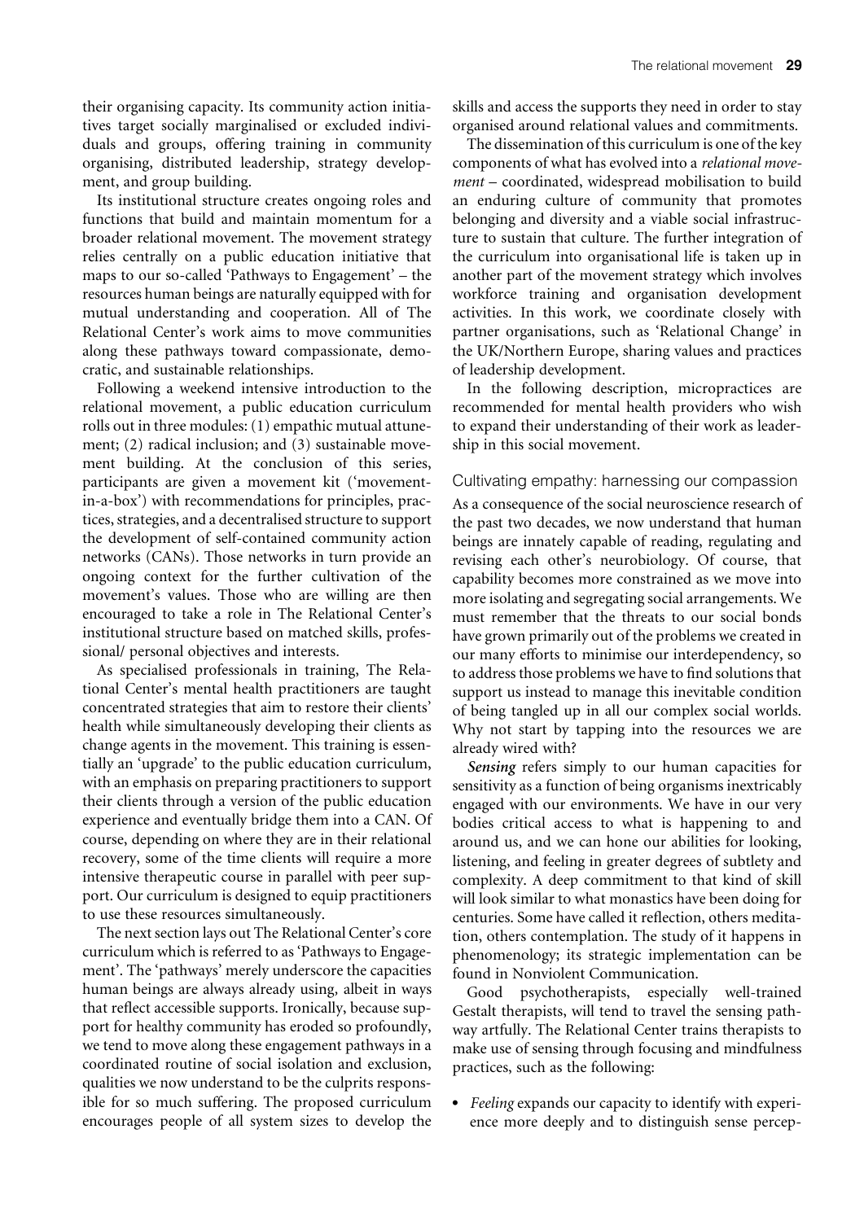their organising capacity. Its community action initiatives target socially marginalised or excluded individuals and groups, offering training in community organising, distributed leadership, strategy development, and group building.

Its institutional structure creates ongoing roles and functions that build and maintain momentum for a broader relational movement. The movement strategy relies centrally on a public education initiative that maps to our so-called 'Pathways to Engagement' – the resources human beings are naturally equipped with for mutual understanding and cooperation. All of The Relational Center's work aims to move communities along these pathways toward compassionate, democratic, and sustainable relationships.

Following a weekend intensive introduction to the relational movement, a public education curriculum rolls out in three modules: (1) empathic mutual attunement; (2) radical inclusion; and (3) sustainable movement building. At the conclusion of this series, participants are given a movement kit ('movement-in-a-box') with recommendations for principles, practices, strategies, and a decentralised structure to support the development of self-contained community action networks (CANs). Those networks in turn provide an ongoing context for the further cultivation of the movement's values. Those who are willing are then encouraged to take a role in The Relational Center's institutional structure based on matched skills, professional/ personal objectives and interests.

As specialised professionals in training, The Relational Center's mental health practitioners are taught concentrated strategies that aim to restore their clients' health while simultaneously developing their clients as change agents in the movement. This training is essentially an 'upgrade' to the public education curriculum, with an emphasis on preparing practitioners to support their clients through a version of the public education experience and eventually bridge them into a CAN. Of course, depending on where they are in their relational recovery, some of the time clients will require a more intensive therapeutic course in parallel with peer support. Our curriculum is designed to equip practitioners to use these resources simultaneously.

The next section lays out The Relational Center's core curriculum which is referred to as 'Pathways to Engagement'. The 'pathways' merely underscore the capacities human beings are always already using, albeit in ways that reflect accessible supports. Ironically, because support for healthy community has eroded so profoundly, we tend to move along these engagement pathways in a coordinated routine of social isolation and exclusion, qualities we now understand to be the culprits responsible for so much suffering. The proposed curriculum encourages people of all system sizes to develop the skills and access the supports they need in order to stay organised around relational values and commitments.

The dissemination of this curriculum is one of the key components of what has evolved into a *relational movement* – coordinated, widespread mobilisation to build an enduring culture of community that promotes belonging and diversity and a viable social infrastructure to sustain that culture. The further integration of the curriculum into organisational life is taken up in another part of the movement strategy which involves workforce training and organisation development activities. In this work, we coordinate closely with partner organisations, such as 'Relational Change' in the UK/Northern Europe, sharing values and practices of leadership development.

In the following description, micropractices are recommended for mental health providers who wish to expand their understanding of their work as leadership in this social movement.

## Cultivating empathy: harnessing our compassion

As a consequence of the social neuroscience research of the past two decades, we now understand that human beings are innately capable of reading, regulating and revising each other's neurobiology. Of course, that capability becomes more constrained as we move into more isolating and segregating social arrangements. We must remember that the threats to our social bonds have grown primarily out of the problems we created in our many efforts to minimise our interdependency, so to address those problems we have to find solutions that support us instead to manage this inevitable condition of being tangled up in all our complex social worlds. Why not start by tapping into the resources we are already wired with?

***Sensing*** refers simply to our human capacities for sensitivity as a function of being organisms inextricably engaged with our environments. We have in our very bodies critical access to what is happening to and around us, and we can hone our abilities for looking, listening, and feeling in greater degrees of subtlety and complexity. A deep commitment to that kind of skill will look similar to what monastics have been doing for centuries. Some have called it reflection, others meditation, others contemplation. The study of it happens in phenomenology; its strategic implementation can be found in Nonviolent Communication.

Good psychotherapists, especially well-trained Gestalt therapists, will tend to travel the sensing pathway artfully. The Relational Center trains therapists to make use of sensing through focusing and mindfulness practices, such as the following:

- *Feeling* expands our capacity to identify with experience more deeply and to distinguish sense percep-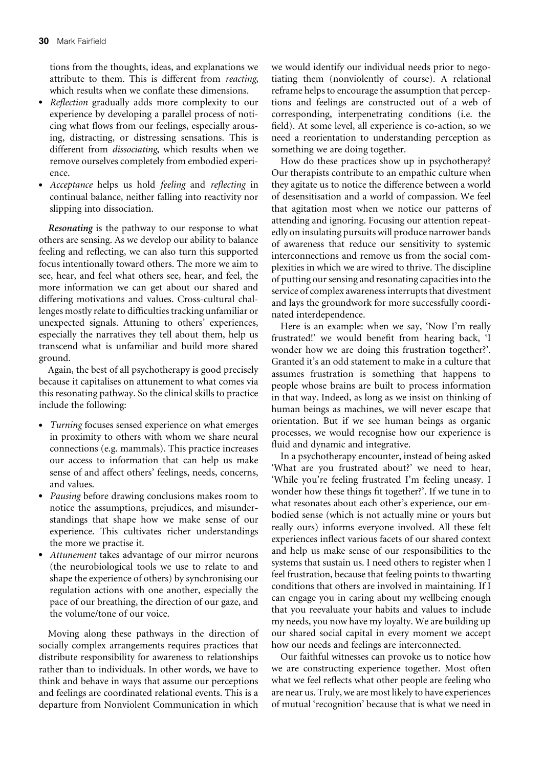tions from the thoughts, ideas, and explanations we attribute to them. This is different from *reacting*, which results when we conflate these dimensions.

- *Reflection* gradually adds more complexity to our experience by developing a parallel process of noticing what flows from our feelings, especially arousing, distracting, or distressing sensations. This is different from *dissociating*, which results when we remove ourselves completely from embodied experience.
- *Acceptance* helps us hold *feeling* and *reflecting* in continual balance, neither falling into reactivity nor slipping into dissociation.

***Resonating*** is the pathway to our response to what others are sensing. As we develop our ability to balance feeling and reflecting, we can also turn this supported focus intentionally toward others. The more we aim to see, hear, and feel what others see, hear, and feel, the more information we can get about our shared and differing motivations and values. Cross-cultural challenges mostly relate to difficulties tracking unfamiliar or unexpected signals. Attuning to others' experiences, especially the narratives they tell about them, help us transcend what is unfamiliar and build more shared ground.

Again, the best of all psychotherapy is good precisely because it capitalises on attunement to what comes via this resonating pathway. So the clinical skills to practice include the following:

- *Turning* focuses sensed experience on what emerges in proximity to others with whom we share neural connections (e.g. mammals). This practice increases our access to information that can help us make sense of and affect others' feelings, needs, concerns, and values.
- *Pausing* before drawing conclusions makes room to notice the assumptions, prejudices, and misunderstandings that shape how we make sense of our experience. This cultivates richer understandings the more we practise it.
- *Attunement* takes advantage of our mirror neurons (the neurobiological tools we use to relate to and shape the experience of others) by synchronising our regulation actions with one another, especially the pace of our breathing, the direction of our gaze, and the volume/tone of our voice.

Moving along these pathways in the direction of socially complex arrangements requires practices that distribute responsibility for awareness to relationships rather than to individuals. In other words, we have to think and behave in ways that assume our perceptions and feelings are coordinated relational events. This is a departure from Nonviolent Communication in which we would identify our individual needs prior to negotiating them (nonviolently of course). A relational reframe helps to encourage the assumption that perceptions and feelings are constructed out of a web of corresponding, interpenetrating conditions (i.e. the field). At some level, all experience is co-action, so we need a reorientation to understanding perception as something we are doing together.

How do these practices show up in psychotherapy? Our therapists contribute to an empathic culture when they agitate us to notice the difference between a world of desensitisation and a world of compassion. We feel that agitation most when we notice our patterns of attending and ignoring. Focusing our attention repeatedly on insulating pursuits will produce narrower bands of awareness that reduce our sensitivity to systemic interconnections and remove us from the social complexities in which we are wired to thrive. The discipline of putting our sensing and resonating capacities into the service of complex awareness interrupts that divestment and lays the groundwork for more successfully coordinated interdependence.

Here is an example: when we say, 'Now I'm really frustrated!' we would benefit from hearing back, 'I wonder how we are doing this frustration together?'. Granted it's an odd statement to make in a culture that assumes frustration is something that happens to people whose brains are built to process information in that way. Indeed, as long as we insist on thinking of human beings as machines, we will never escape that orientation. But if we see human beings as organic processes, we would recognise how our experience is fluid and dynamic and integrative.

In a psychotherapy encounter, instead of being asked 'What are you frustrated about?' we need to hear, 'While you're feeling frustrated I'm feeling uneasy. I wonder how these things fit together?'. If we tune in to what resonates about each other's experience, our embodied sense (which is not actually mine or yours but really ours) informs everyone involved. All these felt experiences inflect various facets of our shared context and help us make sense of our responsibilities to the systems that sustain us. I need others to register when I feel frustration, because that feeling points to thwarting conditions that others are involved in maintaining. If I can engage you in caring about my wellbeing enough that you reevaluate your habits and values to include my needs, you now have my loyalty. We are building up our shared social capital in every moment we accept how our needs and feelings are interconnected.

Our faithful witnesses can provoke us to notice how we are constructing experience together. Most often what we feel reflects what other people are feeling who are near us. Truly, we are most likely to have experiences of mutual 'recognition' because that is what we need in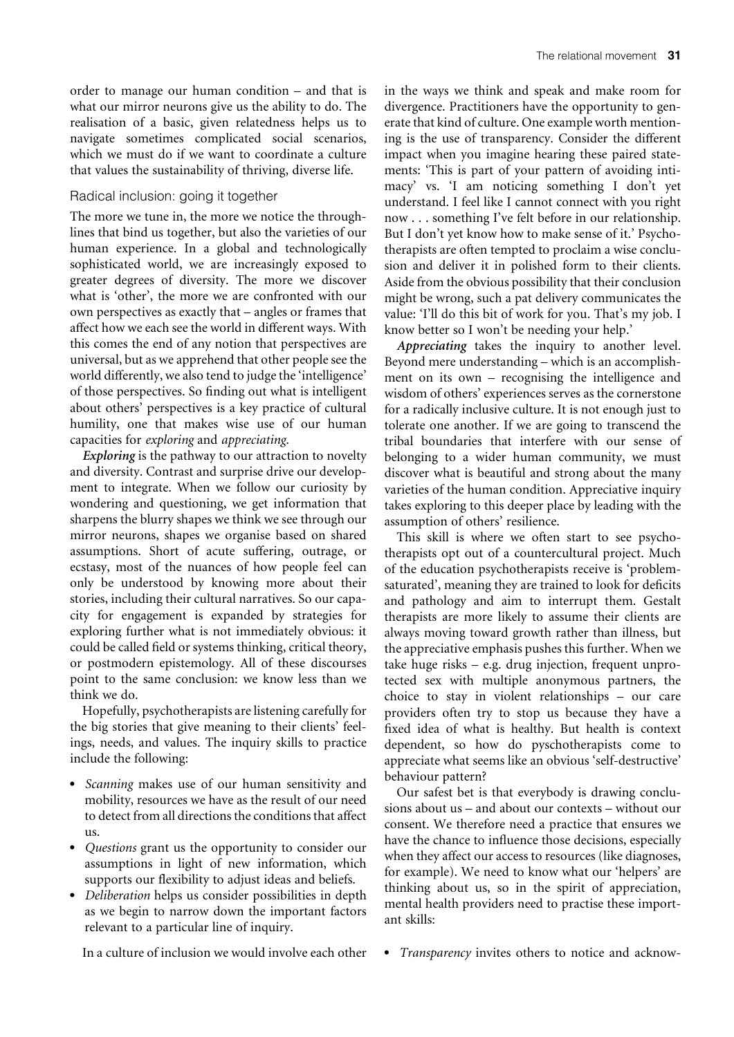order to manage our human condition – and that is what our mirror neurons give us the ability to do. The realisation of a basic, given relatedness helps us to navigate sometimes complicated social scenarios, which we must do if we want to coordinate a culture that values the sustainability of thriving, diverse life.

### Radical inclusion: going it together

The more we tune in, the more we notice the throughlines that bind us together, but also the varieties of our human experience. In a global and technologically sophisticated world, we are increasingly exposed to greater degrees of diversity. The more we discover what is 'other', the more we are confronted with our own perspectives as exactly that – angles or frames that affect how we each see the world in different ways. With this comes the end of any notion that perspectives are universal, but as we apprehend that other people see the world differently, we also tend to judge the 'intelligence' of those perspectives. So finding out what is intelligent about others' perspectives is a key practice of cultural humility, one that makes wise use of our human capacities for *exploring* and *appreciating*.

***Exploring*** is the pathway to our attraction to novelty and diversity. Contrast and surprise drive our development to integrate. When we follow our curiosity by wondering and questioning, we get information that sharpens the blurry shapes we think we see through our mirror neurons, shapes we organise based on shared assumptions. Short of acute suffering, outrage, or ecstasy, most of the nuances of how people feel can only be understood by knowing more about their stories, including their cultural narratives. So our capacity for engagement is expanded by strategies for exploring further what is not immediately obvious: it could be called field or systems thinking, critical theory, or postmodern epistemology. All of these discourses point to the same conclusion: we know less than we think we do.

Hopefully, psychotherapists are listening carefully for the big stories that give meaning to their clients' feelings, needs, and values. The inquiry skills to practice include the following:

- *Scanning* makes use of our human sensitivity and mobility, resources we have as the result of our need to detect from all directions the conditions that affect us.
- *Questions* grant us the opportunity to consider our assumptions in light of new information, which supports our flexibility to adjust ideas and beliefs.
- *Deliberation* helps us consider possibilities in depth as we begin to narrow down the important factors relevant to a particular line of inquiry.

In a culture of inclusion we would involve each other in the ways we think and speak and make room for divergence. Practitioners have the opportunity to generate that kind of culture. One example worth mentioning is the use of transparency. Consider the different impact when you imagine hearing these paired statements: 'This is part of your pattern of avoiding intimacy' vs. 'I am noticing something I don't yet understand. I feel like I cannot connect with you right now . . . something I've felt before in our relationship. But I don't yet know how to make sense of it.' Psychotherapists are often tempted to proclaim a wise conclusion and deliver it in polished form to their clients. Aside from the obvious possibility that their conclusion might be wrong, such a pat delivery communicates the value: 'I'll do this bit of work for you. That's my job. I know better so I won't be needing your help.'

***Appreciating*** takes the inquiry to another level. Beyond mere understanding – which is an accomplishment on its own – recognising the intelligence and wisdom of others' experiences serves as the cornerstone for a radically inclusive culture. It is not enough just to tolerate one another. If we are going to transcend the tribal boundaries that interfere with our sense of belonging to a wider human community, we must discover what is beautiful and strong about the many varieties of the human condition. Appreciative inquiry takes exploring to this deeper place by leading with the assumption of others' resilience.

This skill is where we often start to see psychotherapists opt out of a countercultural project. Much of the education psychotherapists receive is 'problem-saturated', meaning they are trained to look for deficits and pathology and aim to interrupt them. Gestalt therapists are more likely to assume their clients are always moving toward growth rather than illness, but the appreciative emphasis pushes this further. When we take huge risks – e.g. drug injection, frequent unprotected sex with multiple anonymous partners, the choice to stay in violent relationships – our care providers often try to stop us because they have a fixed idea of what is healthy. But health is context dependent, so how do pyschotherapists come to appreciate what seems like an obvious 'self-destructive' behaviour pattern?

Our safest bet is that everybody is drawing conclusions about us – and about our contexts – without our consent. We therefore need a practice that ensures we have the chance to influence those decisions, especially when they affect our access to resources (like diagnoses, for example). We need to know what our 'helpers' are thinking about us, so in the spirit of appreciation, mental health providers need to practise these important skills:

- *Transparency* invites others to notice and acknow-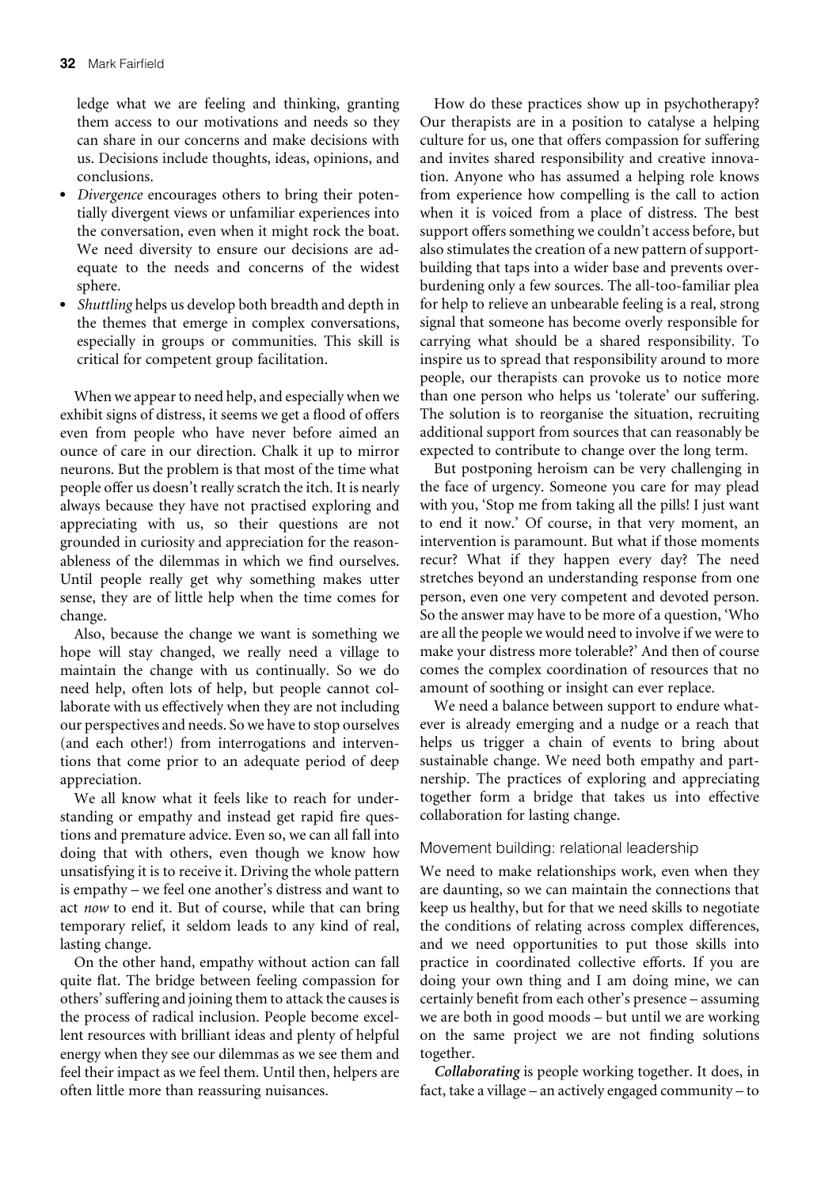ledge what we are feeling and thinking, granting them access to our motivations and needs so they can share in our concerns and make decisions with us. Decisions include thoughts, ideas, opinions, and conclusions.

- *Divergence* encourages others to bring their potentially divergent views or unfamiliar experiences into the conversation, even when it might rock the boat. We need diversity to ensure our decisions are adequate to the needs and concerns of the widest sphere.
- *Shuttling* helps us develop both breadth and depth in the themes that emerge in complex conversations, especially in groups or communities. This skill is critical for competent group facilitation.

When we appear to need help, and especially when we exhibit signs of distress, it seems we get a flood of offers even from people who have never before aimed an ounce of care in our direction. Chalk it up to mirror neurons. But the problem is that most of the time what people offer us doesn't really scratch the itch. It is nearly always because they have not practised exploring and appreciating with us, so their questions are not grounded in curiosity and appreciation for the reasonableness of the dilemmas in which we find ourselves. Until people really get why something makes utter sense, they are of little help when the time comes for change.

Also, because the change we want is something we hope will stay changed, we really need a village to maintain the change with us continually. So we do need help, often lots of help, but people cannot collaborate with us effectively when they are not including our perspectives and needs. So we have to stop ourselves (and each other!) from interrogations and interventions that come prior to an adequate period of deep appreciation.

We all know what it feels like to reach for understanding or empathy and instead get rapid fire questions and premature advice. Even so, we can all fall into doing that with others, even though we know how unsatisfying it is to receive it. Driving the whole pattern is empathy – we feel one another's distress and want to act *now* to end it. But of course, while that can bring temporary relief, it seldom leads to any kind of real, lasting change.

On the other hand, empathy without action can fall quite flat. The bridge between feeling compassion for others' suffering and joining them to attack the causes is the process of radical inclusion. People become excellent resources with brilliant ideas and plenty of helpful energy when they see our dilemmas as we see them and feel their impact as we feel them. Until then, helpers are often little more than reassuring nuisances.

How do these practices show up in psychotherapy? Our therapists are in a position to catalyse a helping culture for us, one that offers compassion for suffering and invites shared responsibility and creative innovation. Anyone who has assumed a helping role knows from experience how compelling is the call to action when it is voiced from a place of distress. The best support offers something we couldn't access before, but also stimulates the creation of a new pattern of support-building that taps into a wider base and prevents overburdening only a few sources. The all-too-familiar plea for help to relieve an unbearable feeling is a real, strong signal that someone has become overly responsible for carrying what should be a shared responsibility. To inspire us to spread that responsibility around to more people, our therapists can provoke us to notice more than one person who helps us 'tolerate' our suffering. The solution is to reorganise the situation, recruiting additional support from sources that can reasonably be expected to contribute to change over the long term.

But postponing heroism can be very challenging in the face of urgency. Someone you care for may plead with you, 'Stop me from taking all the pills! I just want to end it now.' Of course, in that very moment, an intervention is paramount. But what if those moments recur? What if they happen every day? The need stretches beyond an understanding response from one person, even one very competent and devoted person. So the answer may have to be more of a question, 'Who are all the people we would need to involve if we were to make your distress more tolerable?' And then of course comes the complex coordination of resources that no amount of soothing or insight can ever replace.

We need a balance between support to endure whatever is already emerging and a nudge or a reach that helps us trigger a chain of events to bring about sustainable change. We need both empathy and partnership. The practices of exploring and appreciating together form a bridge that takes us into effective collaboration for lasting change.

### Movement building: relational leadership

We need to make relationships work, even when they are daunting, so we can maintain the connections that keep us healthy, but for that we need skills to negotiate the conditions of relating across complex differences, and we need opportunities to put those skills into practice in coordinated collective efforts. If you are doing your own thing and I am doing mine, we can certainly benefit from each other's presence – assuming we are both in good moods – but until we are working on the same project we are not finding solutions together.

***Collaborating*** is people working together. It does, in fact, take a village – an actively engaged community – to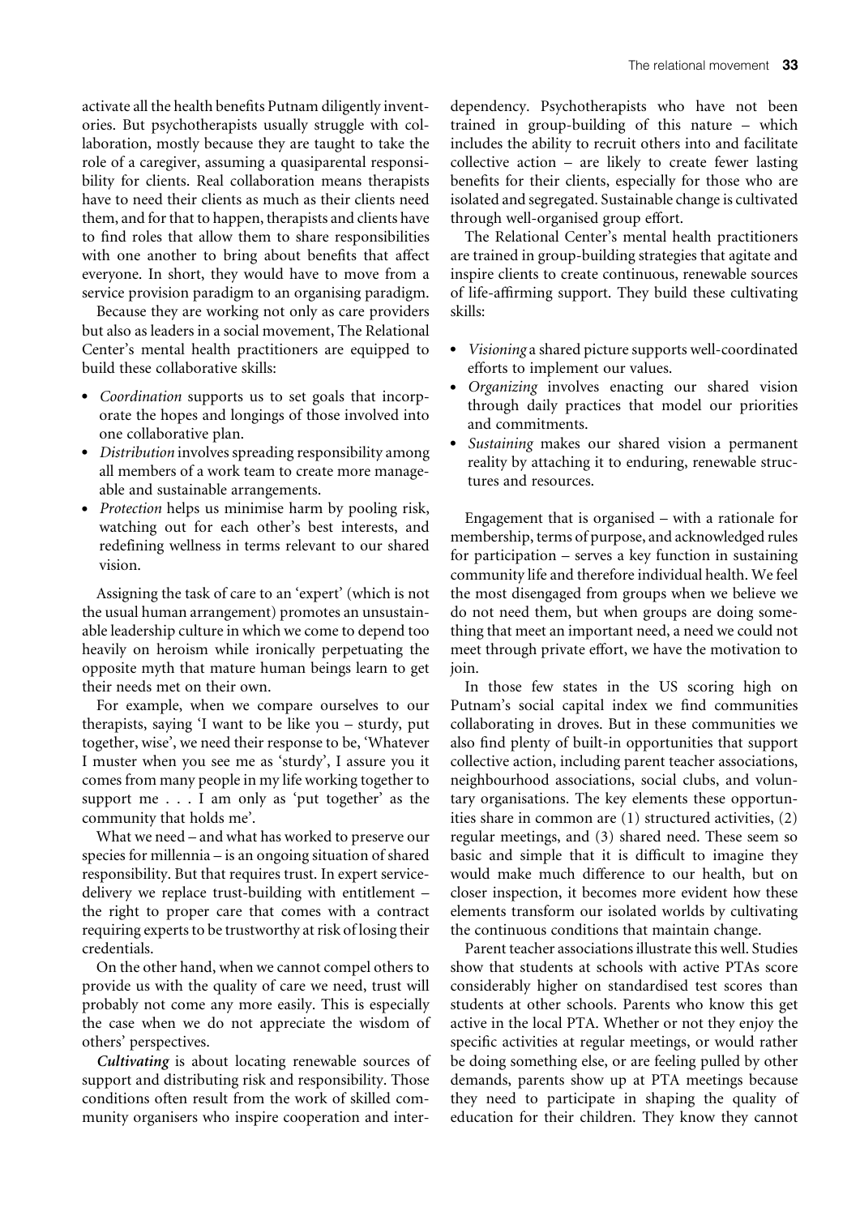activate all the health benefits Putnam diligently inventories. But psychotherapists usually struggle with collaboration, mostly because they are taught to take the role of a caregiver, assuming a quasiparental responsibility for clients. Real collaboration means therapists have to need their clients as much as their clients need them, and for that to happen, therapists and clients have to find roles that allow them to share responsibilities with one another to bring about benefits that affect everyone. In short, they would have to move from a service provision paradigm to an organising paradigm.

Because they are working not only as care providers but also as leaders in a social movement, The Relational Center's mental health practitioners are equipped to build these collaborative skills:

- *Coordination* supports us to set goals that incorporate the hopes and longings of those involved into one collaborative plan.
- *Distribution* involves spreading responsibility among all members of a work team to create more manageable and sustainable arrangements.
- *Protection* helps us minimise harm by pooling risk, watching out for each other's best interests, and redefining wellness in terms relevant to our shared vision.

Assigning the task of care to an 'expert' (which is not the usual human arrangement) promotes an unsustainable leadership culture in which we come to depend too heavily on heroism while ironically perpetuating the opposite myth that mature human beings learn to get their needs met on their own.

For example, when we compare ourselves to our therapists, saying 'I want to be like you – sturdy, put together, wise', we need their response to be, 'Whatever I muster when you see me as 'sturdy', I assure you it comes from many people in my life working together to support me . . . I am only as 'put together' as the community that holds me'.

What we need – and what has worked to preserve our species for millennia – is an ongoing situation of shared responsibility. But that requires trust. In expert service-delivery we replace trust-building with entitlement – the right to proper care that comes with a contract requiring experts to be trustworthy at risk of losing their credentials.

On the other hand, when we cannot compel others to provide us with the quality of care we need, trust will probably not come any more easily. This is especially the case when we do not appreciate the wisdom of others' perspectives.

***Cultivating*** is about locating renewable sources of support and distributing risk and responsibility. Those conditions often result from the work of skilled community organisers who inspire cooperation and interdependency. Psychotherapists who have not been trained in group-building of this nature – which includes the ability to recruit others into and facilitate collective action – are likely to create fewer lasting benefits for their clients, especially for those who are isolated and segregated. Sustainable change is cultivated through well-organised group effort.

The Relational Center's mental health practitioners are trained in group-building strategies that agitate and inspire clients to create continuous, renewable sources of life-affirming support. They build these cultivating skills:

- *Visioning* a shared picture supports well-coordinated efforts to implement our values.
- *Organizing* involves enacting our shared vision through daily practices that model our priorities and commitments.
- *Sustaining* makes our shared vision a permanent reality by attaching it to enduring, renewable structures and resources.

Engagement that is organised – with a rationale for membership, terms of purpose, and acknowledged rules for participation – serves a key function in sustaining community life and therefore individual health. We feel the most disengaged from groups when we believe we do not need them, but when groups are doing something that meet an important need, a need we could not meet through private effort, we have the motivation to join.

In those few states in the US scoring high on Putnam's social capital index we find communities collaborating in droves. But in these communities we also find plenty of built-in opportunities that support collective action, including parent teacher associations, neighbourhood associations, social clubs, and voluntary organisations. The key elements these opportunities share in common are (1) structured activities, (2) regular meetings, and (3) shared need. These seem so basic and simple that it is difficult to imagine they would make much difference to our health, but on closer inspection, it becomes more evident how these elements transform our isolated worlds by cultivating the continuous conditions that maintain change.

Parent teacher associations illustrate this well. Studies show that students at schools with active PTAs score considerably higher on standardised test scores than students at other schools. Parents who know this get active in the local PTA. Whether or not they enjoy the specific activities at regular meetings, or would rather be doing something else, or are feeling pulled by other demands, parents show up at PTA meetings because they need to participate in shaping the quality of education for their children. They know they cannot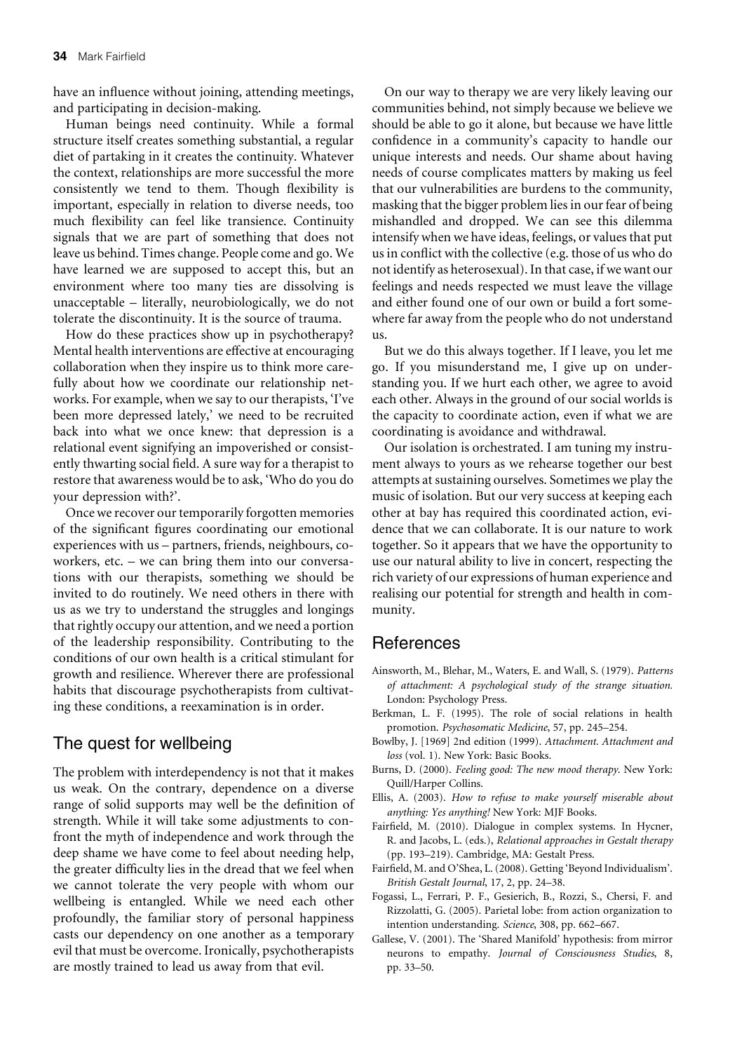have an influence without joining, attending meetings, and participating in decision-making.

Human beings need continuity. While a formal structure itself creates something substantial, a regular diet of partaking in it creates the continuity. Whatever the context, relationships are more successful the more consistently we tend to them. Though flexibility is important, especially in relation to diverse needs, too much flexibility can feel like transience. Continuity signals that we are part of something that does not leave us behind. Times change. People come and go. We have learned we are supposed to accept this, but an environment where too many ties are dissolving is unacceptable – literally, neurobiologically, we do not tolerate the discontinuity. It is the source of trauma.

How do these practices show up in psychotherapy? Mental health interventions are effective at encouraging collaboration when they inspire us to think more carefully about how we coordinate our relationship networks. For example, when we say to our therapists, 'I've been more depressed lately,' we need to be recruited back into what we once knew: that depression is a relational event signifying an impoverished or consistently thwarting social field. A sure way for a therapist to restore that awareness would be to ask, 'Who do you do your depression with?'.

Once we recover our temporarily forgotten memories of the significant figures coordinating our emotional experiences with us – partners, friends, neighbours, co-workers, etc. – we can bring them into our conversations with our therapists, something we should be invited to do routinely. We need others in there with us as we try to understand the struggles and longings that rightly occupy our attention, and we need a portion of the leadership responsibility. Contributing to the conditions of our own health is a critical stimulant for growth and resilience. Wherever there are professional habits that discourage psychotherapists from cultivating these conditions, a reexamination is in order.

## The quest for wellbeing

The problem with interdependency is not that it makes us weak. On the contrary, dependence on a diverse range of solid supports may well be the definition of strength. While it will take some adjustments to confront the myth of independence and work through the deep shame we have come to feel about needing help, the greater difficulty lies in the dread that we feel when we cannot tolerate the very people with whom our wellbeing is entangled. While we need each other profoundly, the familiar story of personal happiness casts our dependency on one another as a temporary evil that must be overcome. Ironically, psychotherapists are mostly trained to lead us away from that evil.

On our way to therapy we are very likely leaving our communities behind, not simply because we believe we should be able to go it alone, but because we have little confidence in a community's capacity to handle our unique interests and needs. Our shame about having needs of course complicates matters by making us feel that our vulnerabilities are burdens to the community, masking that the bigger problem lies in our fear of being mishandled and dropped. We can see this dilemma intensify when we have ideas, feelings, or values that put us in conflict with the collective (e.g. those of us who do not identify as heterosexual). In that case, if we want our feelings and needs respected we must leave the village and either found one of our own or build a fort somewhere far away from the people who do not understand us.

But we do this always together. If I leave, you let me go. If you misunderstand me, I give up on understanding you. If we hurt each other, we agree to avoid each other. Always in the ground of our social worlds is the capacity to coordinate action, even if what we are coordinating is avoidance and withdrawal.

Our isolation is orchestrated. I am tuning my instrument always to yours as we rehearse together our best attempts at sustaining ourselves. Sometimes we play the music of isolation. But our very success at keeping each other at bay has required this coordinated action, evidence that we can collaborate. It is our nature to work together. So it appears that we have the opportunity to use our natural ability to live in concert, respecting the rich variety of our expressions of human experience and realising our potential for strength and health in community.

## References

Ainsworth, M., Blehar, M., Waters, E. and Wall, S. (1979). *Patterns of attachment: A psychological study of the strange situation.* London: Psychology Press.

Berkman, L. F. (1995). The role of social relations in health promotion. *Psychosomatic Medicine*, 57, pp. 245–254.

Bowlby, J. [1969] 2nd edition (1999). *Attachment. Attachment and loss* (vol. 1). New York: Basic Books.

Burns, D. (2000). *Feeling good: The new mood therapy*. New York: Quill/Harper Collins.

Ellis, A. (2003). *How to refuse to make yourself miserable about anything: Yes anything!* New York: MJF Books.

Fairfield, M. (2010). Dialogue in complex systems. In Hycner, R. and Jacobs, L. (eds.), *Relational approaches in Gestalt therapy* (pp. 193–219). Cambridge, MA: Gestalt Press.

Fairfield, M. and O'Shea, L. (2008). Getting 'Beyond Individualism'. *British Gestalt Journal*, 17, 2, pp. 24–38.

Fogassi, L., Ferrari, P. F., Gesierich, B., Rozzi, S., Chersi, F. and Rizzolatti, G. (2005). Parietal lobe: from action organization to intention understanding. *Science*, 308, pp. 662–667.

Gallese, V. (2001). The 'Shared Manifold' hypothesis: from mirror neurons to empathy. *Journal of Consciousness Studies*, 8, pp. 33–50.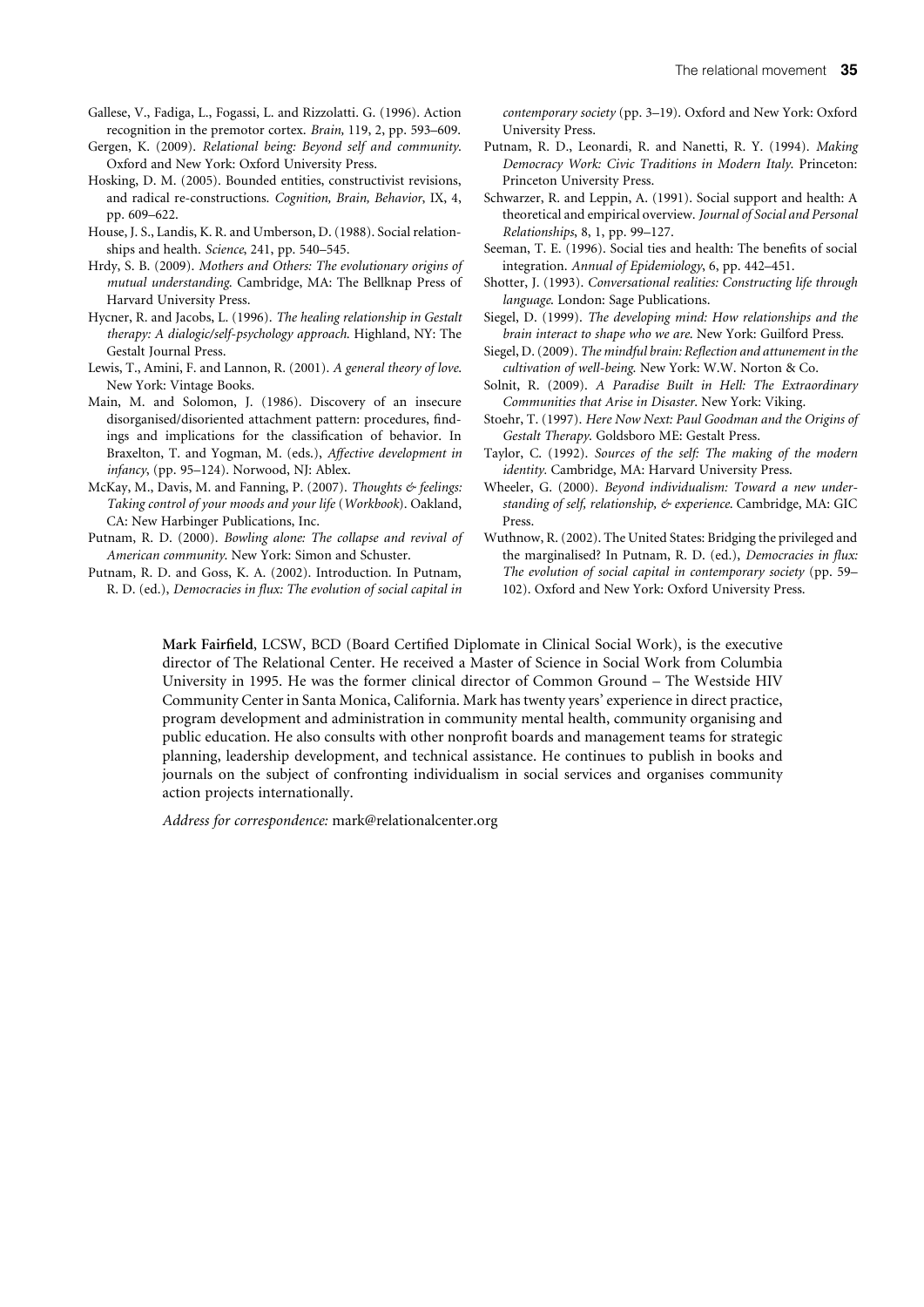Gallese, V., Fadiga, L., Fogassi, L. and Rizzolatti. G. (1996). Action recognition in the premotor cortex. *Brain*, 119, 2, pp. 593–609.

Gergen, K. (2009). *Relational being: Beyond self and community*. Oxford and New York: Oxford University Press.

Hosking, D. M. (2005). Bounded entities, constructivist revisions, and radical re-constructions. *Cognition, Brain, Behavior*, IX, 4, pp. 609–622.

House, J. S., Landis, K. R. and Umberson, D. (1988). Social relationships and health. *Science*, 241, pp. 540–545.

Hrdy, S. B. (2009). *Mothers and Others: The evolutionary origins of mutual understanding*. Cambridge, MA: The Bellknap Press of Harvard University Press.

Hycner, R. and Jacobs, L. (1996). *The healing relationship in Gestalt therapy: A dialogic/self-psychology approach*. Highland, NY: The Gestalt Journal Press.

Lewis, T., Amini, F. and Lannon, R. (2001). *A general theory of love*. New York: Vintage Books.

Main, M. and Solomon, J. (1986). Discovery of an insecure disorganised/disorientated attachment pattern: procedures, findings and implications for the classification of behavior. In Braxelton, T. and Yogman, M. (eds.), *Affective development in infancy*, (pp. 95–124). Norwood, NJ: Ablex.

McKay, M., Davis, M. and Fanning, P. (2007). *Thoughts & feelings: Taking control of your moods and your life* (*Workbook*). Oakland, CA: New Harbinger Publications, Inc.

Putnam, R. D. (2000). *Bowling alone: The collapse and revival of American community*. New York: Simon and Schuster.

Putnam, R. D. and Goss, K. A. (2002). Introduction. In Putnam, R. D. (ed.), *Democracies in flux: The evolution of social capital in contemporary society* (pp. 3–19). Oxford and New York: Oxford University Press.

Putnam, R. D., Leonardi, R. and Nanetti, R. Y. (1994). *Making Democracy Work: Civic Traditions in Modern Italy*. Princeton: Princeton University Press.

Schwarzer, R. and Leppin, A. (1991). Social support and health: A theoretical and empirical overview. *Journal of Social and Personal Relationships*, 8, 1, pp. 99–127.

Seeman, T. E. (1996). Social ties and health: The benefits of social integration. *Annual of Epidemiology*, 6, pp. 442–451.

Shotter, J. (1993). *Conversational realities: Constructing life through language*. London: Sage Publications.

Siegel, D. (1999). *The developing mind: How relationships and the brain interact to shape who we are*. New York: Guilford Press.

Siegel, D. (2009). *The mindful brain: Reflection and attunement in the cultivation of well-being*. New York: W.W. Norton & Co.

Solnit, R. (2009). *A Paradise Built in Hell: The Extraordinary Communities that Arise in Disaster*. New York: Viking.

Stoehr, T. (1997). *Here Now Next: Paul Goodman and the Origins of Gestalt Therapy*. Goldsboro ME: Gestalt Press.

Taylor, C. (1992). *Sources of the self: The making of the modern identity*. Cambridge, MA: Harvard University Press.

Wheeler, G. (2000). *Beyond individualism: Toward a new understanding of self, relationship, & experience*. Cambridge, MA: GIC Press.

Wuthnow, R. (2002). The United States: Bridging the privileged and the marginalised? In Putnam, R. D. (ed.), *Democracies in flux: The evolution of social capital in contemporary society* (pp. 59–102). Oxford and New York: Oxford University Press.

**Mark Fairfield**, LCSW, BCD (Board Certified Diplomate in Clinical Social Work), is the executive director of The Relational Center. He received a Master of Science in Social Work from Columbia University in 1995. He was the former clinical director of Common Ground – The Westside HIV Community Center in Santa Monica, California. Mark has twenty years' experience in direct practice, program development and administration in community mental health, community organising and public education. He also consults with other nonprofit boards and management teams for strategic planning, leadership development, and technical assistance. He continues to publish in books and journals on the subject of confronting individualism in social services and organises community action projects internationally.

*Address for correspondence:* mark@relationalcenter.org